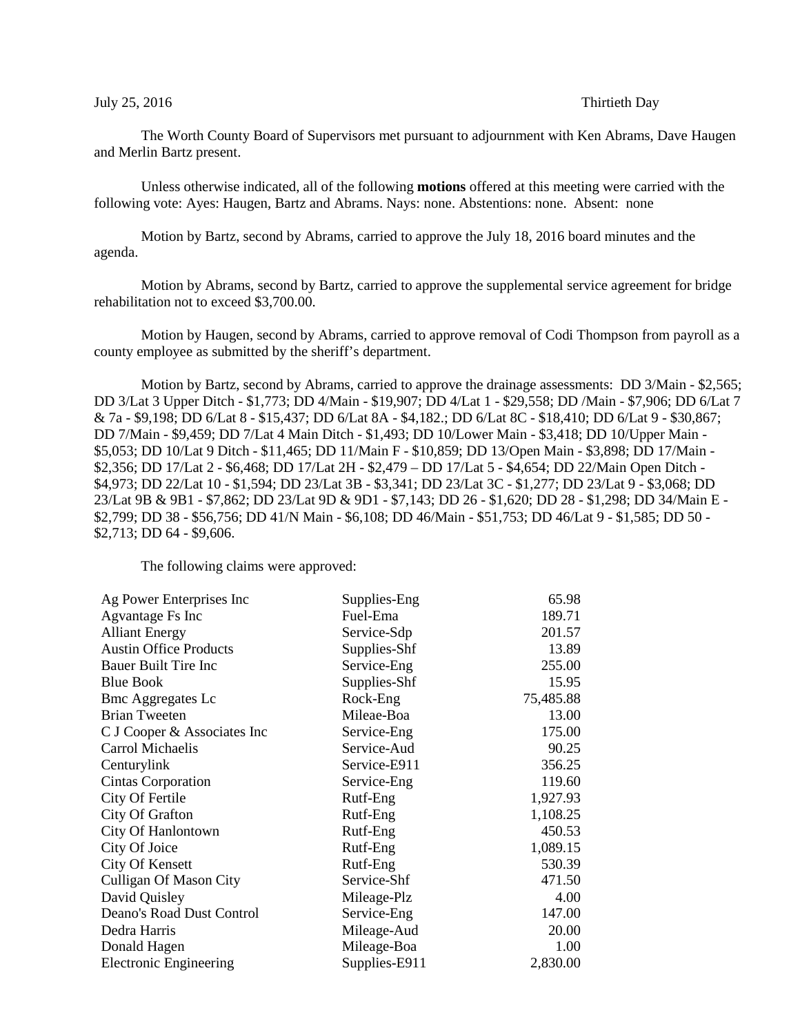July 25, 2016 Thirtieth Day

The Worth County Board of Supervisors met pursuant to adjournment with Ken Abrams, Dave Haugen and Merlin Bartz present.

Unless otherwise indicated, all of the following **motions** offered at this meeting were carried with the following vote: Ayes: Haugen, Bartz and Abrams. Nays: none. Abstentions: none. Absent: none

Motion by Bartz, second by Abrams, carried to approve the July 18, 2016 board minutes and the agenda.

Motion by Abrams, second by Bartz, carried to approve the supplemental service agreement for bridge rehabilitation not to exceed $3,700.00.

Motion by Haugen, second by Abrams, carried to approve removal of Codi Thompson from payroll as a county employee as submitted by the sheriff's department.

Motion by Bartz, second by Abrams, carried to approve the drainage assessments: DD 3/Main - $2,565; DD 3/Lat 3 Upper Ditch - $1,773; DD 4/Main - $19,907; DD 4/Lat 1 - $29,558; DD /Main - $7,906; DD 6/Lat 7 & 7a - $9,198; DD 6/Lat 8 - $15,437; DD 6/Lat 8A - $4,182.; DD 6/Lat 8C - $18,410; DD 6/Lat 9 - $30,867; DD 7/Main - $9,459; DD 7/Lat 4 Main Ditch - $1,493; DD 10/Lower Main - $3,418; DD 10/Upper Main - $5,053; DD 10/Lat 9 Ditch - $11,465; DD 11/Main F - $10,859; DD 13/Open Main - $3,898; DD 17/Main - $2,356; DD 17/Lat 2 - $6,468; DD 17/Lat 2H - $2,479 – DD 17/Lat 5 - $4,654; DD 22/Main Open Ditch - $4,973; DD 22/Lat 10 - $1,594; DD 23/Lat 3B - $3,341; DD 23/Lat 3C - $1,277; DD 23/Lat 9 - $3,068; DD 23/Lat 9B & 9B1 - $7,862; DD 23/Lat 9D & 9D1 - $7,143; DD 26 - $1,620; DD 28 - $1,298; DD 34/Main E - $2,799; DD 38 - $56,756; DD 41/N Main - $6,108; DD 46/Main - $51,753; DD 46/Lat 9 - $1,585; DD 50 - $2,713; DD 64 - $9,606.

The following claims were approved:

| | | |
|---|---|---|
| Ag Power Enterprises Inc | Supplies-Eng | 65.98 |
| Agvantage Fs Inc | Fuel-Ema | 189.71 |
| Alliant Energy | Service-Sdp | 201.57 |
| Austin Office Products | Supplies-Shf | 13.89 |
| Bauer Built Tire Inc | Service-Eng | 255.00 |
| Blue Book | Supplies-Shf | 15.95 |
| Bmc Aggregates Lc | Rock-Eng | 75,485.88 |
| Brian Tweeten | Mileae-Boa | 13.00 |
| C J Cooper & Associates Inc | Service-Eng | 175.00 |
| Carrol Michaelis | Service-Aud | 90.25 |
| Centurylink | Service-E911 | 356.25 |
| Cintas Corporation | Service-Eng | 119.60 |
| City Of Fertile | Rutf-Eng | 1,927.93 |
| City Of Grafton | Rutf-Eng | 1,108.25 |
| City Of Hanlontown | Rutf-Eng | 450.53 |
| City Of Joice | Rutf-Eng | 1,089.15 |
| City Of Kensett | Rutf-Eng | 530.39 |
| Culligan Of Mason City | Service-Shf | 471.50 |
| David Quisley | Mileage-Plz | 4.00 |
| Deano's Road Dust Control | Service-Eng | 147.00 |
| Dedra Harris | Mileage-Aud | 20.00 |
| Donald Hagen | Mileage-Boa | 1.00 |
| Electronic Engineering | Supplies-E911 | 2,830.00 |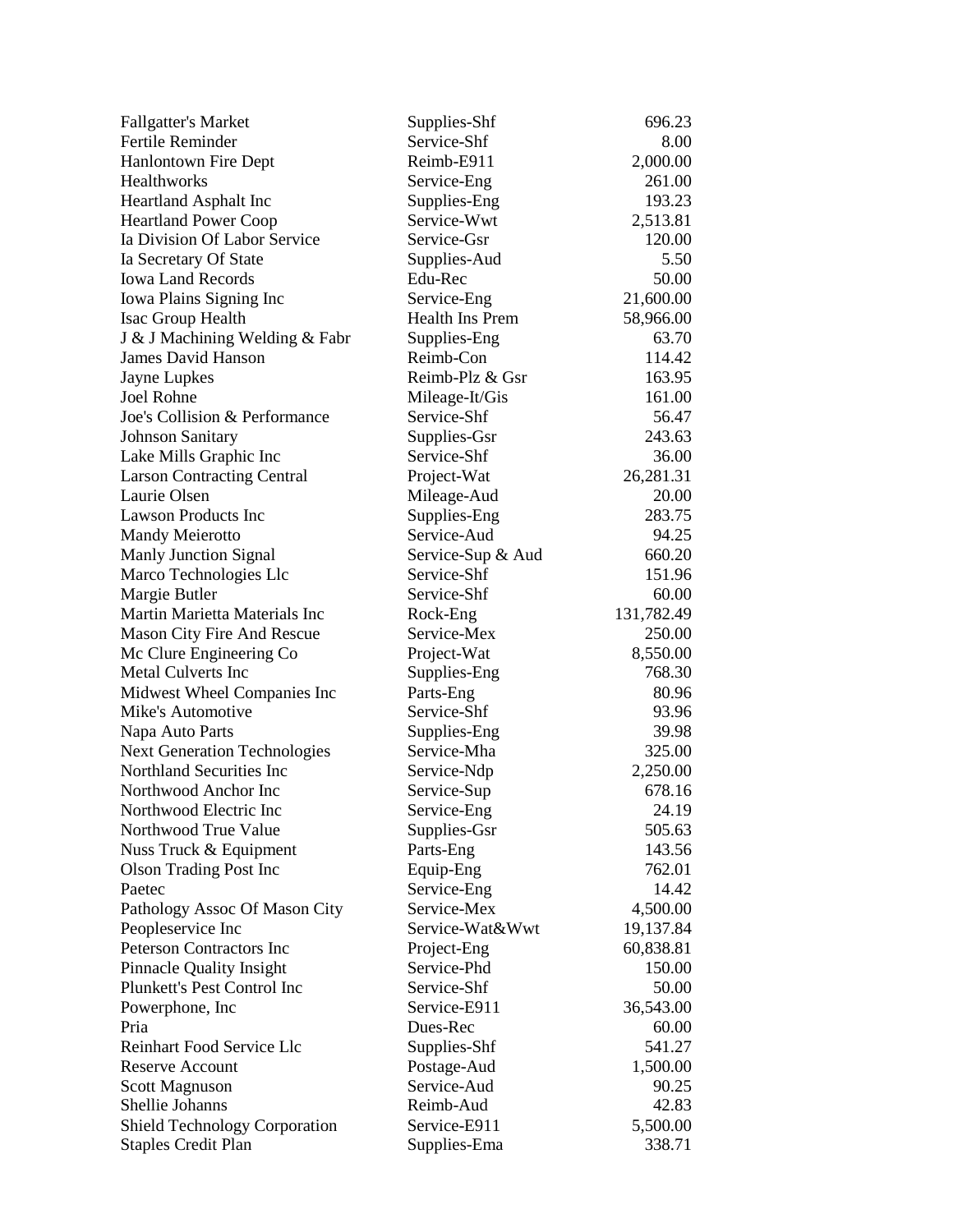| | | |
|---|---|---|
| Fallgatter's Market | Supplies-Shf | 696.23 |
| Fertile Reminder | Service-Shf | 8.00 |
| Hanlontown Fire Dept | Reimb-E911 | 2,000.00 |
| Healthworks | Service-Eng | 261.00 |
| Heartland Asphalt Inc | Supplies-Eng | 193.23 |
| Heartland Power Coop | Service-Wwt | 2,513.81 |
| Ia Division Of Labor Service | Service-Gsr | 120.00 |
| Ia Secretary Of State | Supplies-Aud | 5.50 |
| Iowa Land Records | Edu-Rec | 50.00 |
| Iowa Plains Signing Inc | Service-Eng | 21,600.00 |
| Isac Group Health | Health Ins Prem | 58,966.00 |
| J & J Machining Welding & Fabr | Supplies-Eng | 63.70 |
| James David Hanson | Reimb-Con | 114.42 |
| Jayne Lupkes | Reimb-Plz & Gsr | 163.95 |
| Joel Rohne | Mileage-It/Gis | 161.00 |
| Joe's Collision & Performance | Service-Shf | 56.47 |
| Johnson Sanitary | Supplies-Gsr | 243.63 |
| Lake Mills Graphic Inc | Service-Shf | 36.00 |
| Larson Contracting Central | Project-Wat | 26,281.31 |
| Laurie Olsen | Mileage-Aud | 20.00 |
| Lawson Products Inc | Supplies-Eng | 283.75 |
| Mandy Meierotto | Service-Aud | 94.25 |
| Manly Junction Signal | Service-Sup & Aud | 660.20 |
| Marco Technologies Llc | Service-Shf | 151.96 |
| Margie Butler | Service-Shf | 60.00 |
| Martin Marietta Materials Inc | Rock-Eng | 131,782.49 |
| Mason City Fire And Rescue | Service-Mex | 250.00 |
| Mc Clure Engineering Co | Project-Wat | 8,550.00 |
| Metal Culverts Inc | Supplies-Eng | 768.30 |
| Midwest Wheel Companies Inc | Parts-Eng | 80.96 |
| Mike's Automotive | Service-Shf | 93.96 |
| Napa Auto Parts | Supplies-Eng | 39.98 |
| Next Generation Technologies | Service-Mha | 325.00 |
| Northland Securities Inc | Service-Ndp | 2,250.00 |
| Northwood Anchor Inc | Service-Sup | 678.16 |
| Northwood Electric Inc | Service-Eng | 24.19 |
| Northwood True Value | Supplies-Gsr | 505.63 |
| Nuss Truck & Equipment | Parts-Eng | 143.56 |
| Olson Trading Post Inc | Equip-Eng | 762.01 |
| Paetec | Service-Eng | 14.42 |
| Pathology Assoc Of Mason City | Service-Mex | 4,500.00 |
| Peopleservice Inc | Service-Wat&Wwt | 19,137.84 |
| Peterson Contractors Inc | Project-Eng | 60,838.81 |
| Pinnacle Quality Insight | Service-Phd | 150.00 |
| Plunkett's Pest Control Inc | Service-Shf | 50.00 |
| Powerphone, Inc | Service-E911 | 36,543.00 |
| Pria | Dues-Rec | 60.00 |
| Reinhart Food Service Llc | Supplies-Shf | 541.27 |
| Reserve Account | Postage-Aud | 1,500.00 |
| Scott Magnuson | Service-Aud | 90.25 |
| Shellie Johanns | Reimb-Aud | 42.83 |
| Shield Technology Corporation | Service-E911 | 5,500.00 |
| Staples Credit Plan | Supplies-Ema | 338.71 |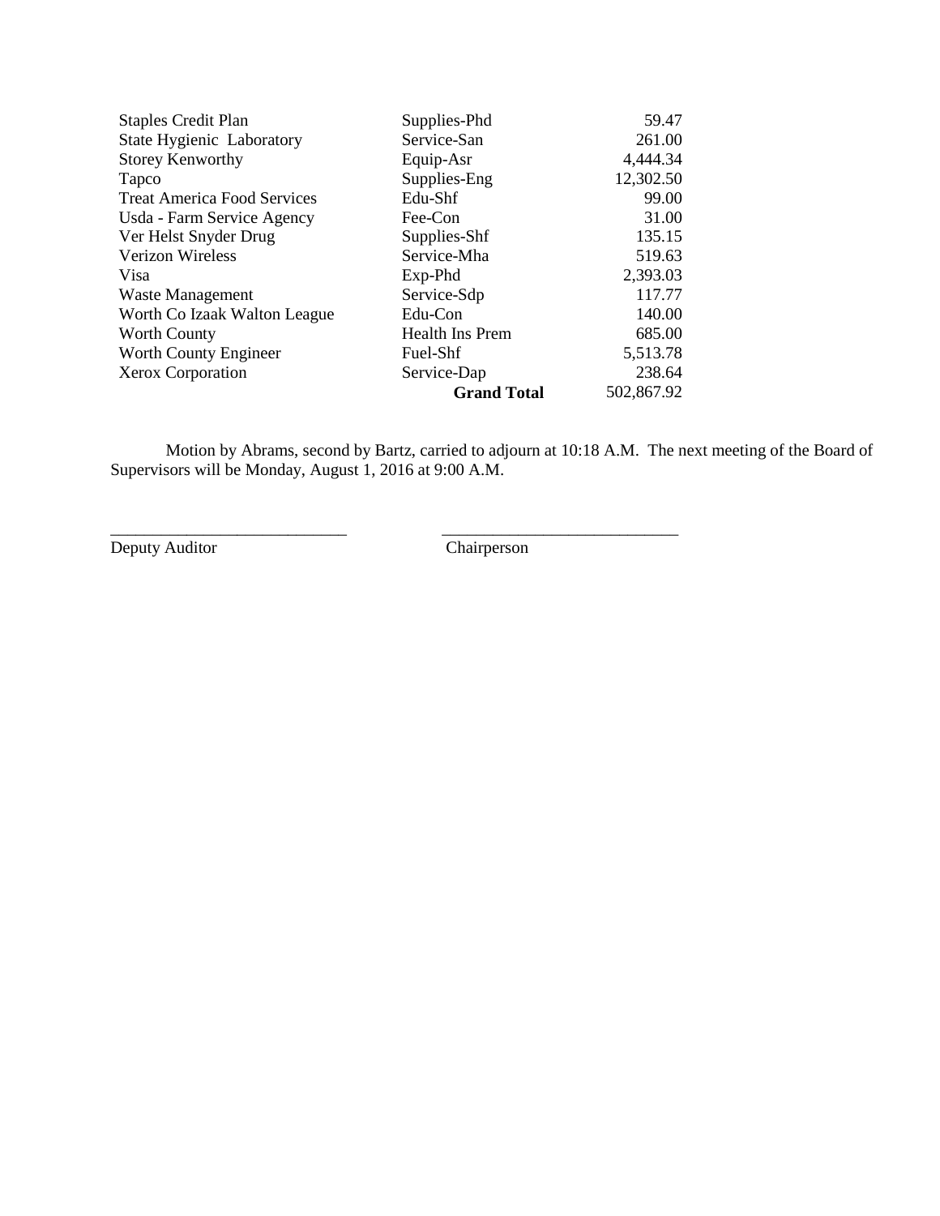| | | |
|---|---|---|
| Staples Credit Plan | Supplies-Phd | 59.47 |
| State Hygienic Laboratory | Service-San | 261.00 |
| Storey Kenworthy | Equip-Asr | 4,444.34 |
| Tapco | Supplies-Eng | 12,302.50 |
| Treat America Food Services | Edu-Shf | 99.00 |
| Usda - Farm Service Agency | Fee-Con | 31.00 |
| Ver Helst Snyder Drug | Supplies-Shf | 135.15 |
| Verizon Wireless | Service-Mha | 519.63 |
| Visa | Exp-Phd | 2,393.03 |
| Waste Management | Service-Sdp | 117.77 |
| Worth Co Izaak Walton League | Edu-Con | 140.00 |
| Worth County | Health Ins Prem | 685.00 |
| Worth County Engineer | Fuel-Shf | 5,513.78 |
| Xerox Corporation | Service-Dap | 238.64 |
| | **Grand Total** | 502,867.92 |

Motion by Abrams, second by Bartz, carried to adjourn at 10:18 A.M. The next meeting of the Board of Supervisors will be Monday, August 1, 2016 at 9:00 A.M.

\_\_\_\_\_\_\_\_\_\_\_\_\_\_\_\_\_\_\_\_\_\_\_\_\_\_\_\_ \_\_\_\_\_\_\_\_\_\_\_\_\_\_\_\_\_\_\_\_\_\_\_\_\_\_\_\_

Deputy Auditor Chairperson